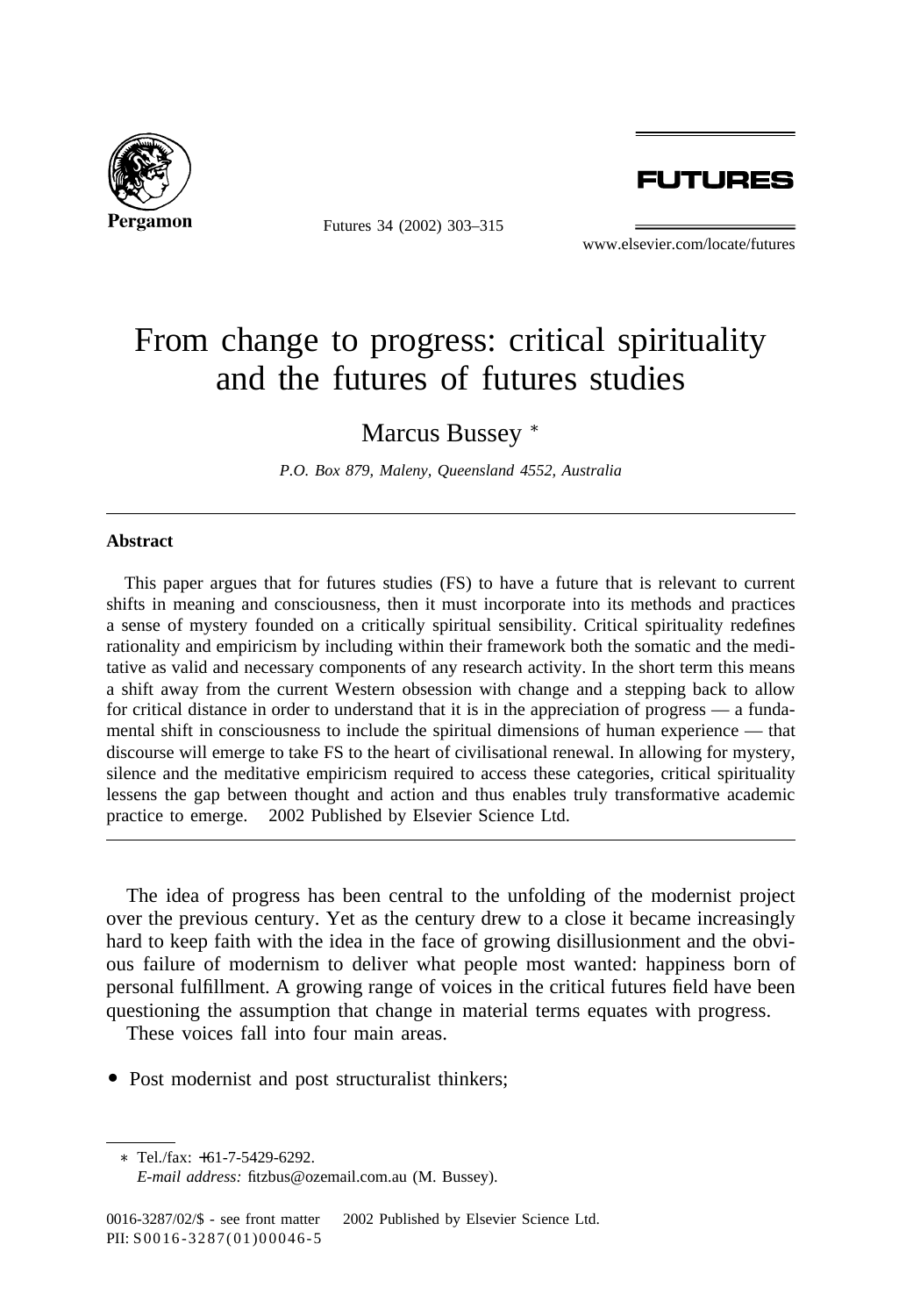# From change to progress: critical spirituality and the futures of futures studies

Marcus Bussey *

*P.O. Box 879, Maleny, Queensland 4552, Australia*

---

**Abstract**

This paper argues that for futures studies (FS) to have a future that is relevant to current shifts in meaning and consciousness, then it must incorporate into its methods and practices a sense of mystery founded on a critically spiritual sensibility. Critical spirituality redefines rationality and empiricism by including within their framework both the somatic and the meditative as valid and necessary components of any research activity. In the short term this means a shift away from the current Western obsession with change and a stepping back to allow for critical distance in order to understand that it is in the appreciation of progress — a fundamental shift in consciousness to include the spiritual dimensions of human experience — that discourse will emerge to take FS to the heart of civilisational renewal. In allowing for mystery, silence and the meditative empiricism required to access these categories, critical spirituality lessens the gap between thought and action and thus enables truly transformative academic practice to emerge. 2002 Published by Elsevier Science Ltd.

---

The idea of progress has been central to the unfolding of the modernist project over the previous century. Yet as the century drew to a close it became increasingly hard to keep faith with the idea in the face of growing disillusionment and the obvious failure of modernism to deliver what people most wanted: happiness born of personal fulfillment. A growing range of voices in the critical futures field have been questioning the assumption that change in material terms equates with progress.

These voices fall into four main areas.

- Post modernist and post structuralist thinkers;

---

\* Tel./fax: +61-7-5429-6292.

*E-mail address:* fitzbus@ozemail.com.au (M. Bussey).

0016-3287/02/$ - see front matter 2002 Published by Elsevier Science Ltd.
PII: S0016-3287(01)00046-5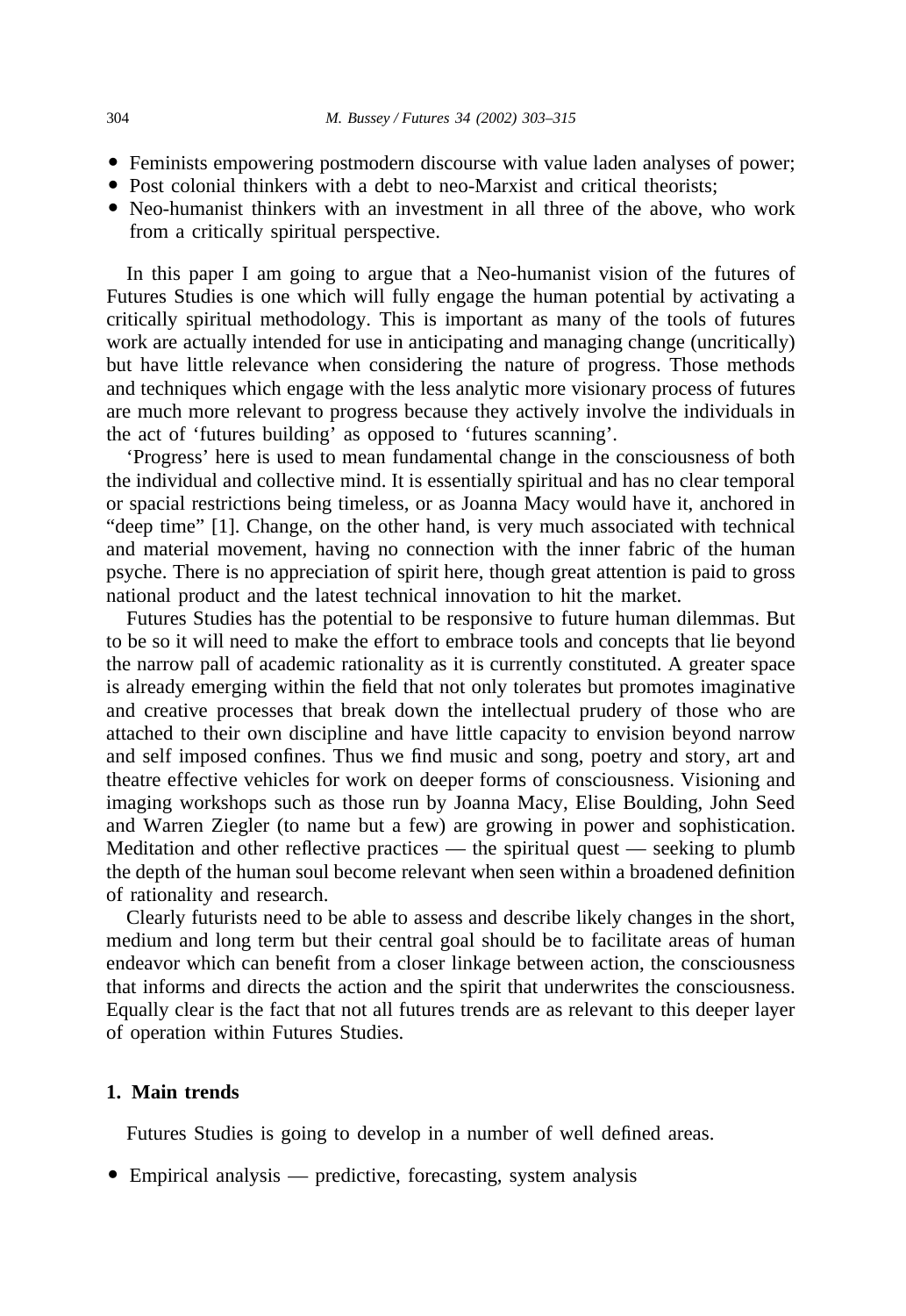- Feminists empowering postmodern discourse with value laden analyses of power;
- Post colonial thinkers with a debt to neo-Marxist and critical theorists;
- Neo-humanist thinkers with an investment in all three of the above, who work from a critically spiritual perspective.

In this paper I am going to argue that a Neo-humanist vision of the futures of Futures Studies is one which will fully engage the human potential by activating a critically spiritual methodology. This is important as many of the tools of futures work are actually intended for use in anticipating and managing change (uncritically) but have little relevance when considering the nature of progress. Those methods and techniques which engage with the less analytic more visionary process of futures are much more relevant to progress because they actively involve the individuals in the act of 'futures building' as opposed to 'futures scanning'.

'Progress' here is used to mean fundamental change in the consciousness of both the individual and collective mind. It is essentially spiritual and has no clear temporal or spacial restrictions being timeless, or as Joanna Macy would have it, anchored in "deep time" [1]. Change, on the other hand, is very much associated with technical and material movement, having no connection with the inner fabric of the human psyche. There is no appreciation of spirit here, though great attention is paid to gross national product and the latest technical innovation to hit the market.

Futures Studies has the potential to be responsive to future human dilemmas. But to be so it will need to make the effort to embrace tools and concepts that lie beyond the narrow pall of academic rationality as it is currently constituted. A greater space is already emerging within the field that not only tolerates but promotes imaginative and creative processes that break down the intellectual prudery of those who are attached to their own discipline and have little capacity to envision beyond narrow and self imposed confines. Thus we find music and song, poetry and story, art and theatre effective vehicles for work on deeper forms of consciousness. Visioning and imaging workshops such as those run by Joanna Macy, Elise Boulding, John Seed and Warren Ziegler (to name but a few) are growing in power and sophistication. Meditation and other reflective practices — the spiritual quest — seeking to plumb the depth of the human soul become relevant when seen within a broadened definition of rationality and research.

Clearly futurists need to be able to assess and describe likely changes in the short, medium and long term but their central goal should be to facilitate areas of human endeavor which can benefit from a closer linkage between action, the consciousness that informs and directs the action and the spirit that underwrites the consciousness. Equally clear is the fact that not all futures trends are as relevant to this deeper layer of operation within Futures Studies.

## 1. Main trends

Futures Studies is going to develop in a number of well defined areas.

- Empirical analysis — predictive, forecasting, system analysis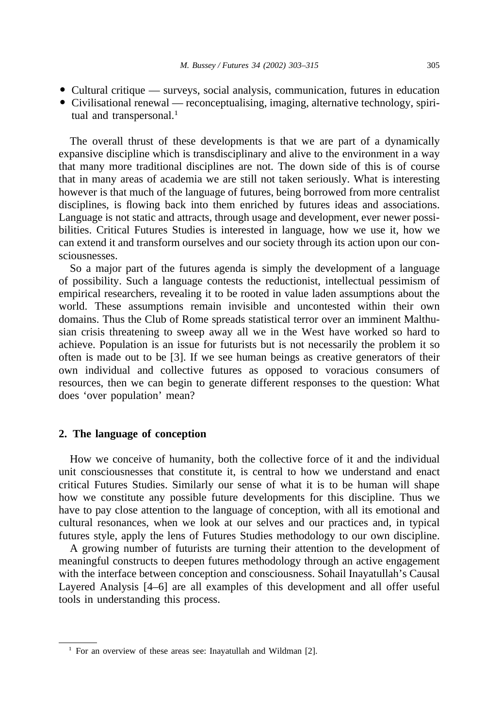- Cultural critique — surveys, social analysis, communication, futures in education
- Civilisational renewal — reconceptualising, imaging, alternative technology, spiritual and transpersonal.[1]

The overall thrust of these developments is that we are part of a dynamically expansive discipline which is transdisciplinary and alive to the environment in a way that many more traditional disciplines are not. The down side of this is of course that in many areas of academia we are still not taken seriously. What is interesting however is that much of the language of futures, being borrowed from more centralist disciplines, is flowing back into them enriched by futures ideas and associations. Language is not static and attracts, through usage and development, ever newer possibilities. Critical Futures Studies is interested in language, how we use it, how we can extend it and transform ourselves and our society through its action upon our consciousnesses.

So a major part of the futures agenda is simply the development of a language of possibility. Such a language contests the reductionist, intellectual pessimism of empirical researchers, revealing it to be rooted in value laden assumptions about the world. These assumptions remain invisible and uncontested within their own domains. Thus the Club of Rome spreads statistical terror over an imminent Malthusian crisis threatening to sweep away all we in the West have worked so hard to achieve. Population is an issue for futurists but is not necessarily the problem it so often is made out to be [3]. If we see human beings as creative generators of their own individual and collective futures as opposed to voracious consumers of resources, then we can begin to generate different responses to the question: What does 'over population' mean?

## 2. The language of conception

How we conceive of humanity, both the collective force of it and the individual unit consciousnesses that constitute it, is central to how we understand and enact critical Futures Studies. Similarly our sense of what it is to be human will shape how we constitute any possible future developments for this discipline. Thus we have to pay close attention to the language of conception, with all its emotional and cultural resonances, when we look at our selves and our practices and, in typical futures style, apply the lens of Futures Studies methodology to our own discipline.

A growing number of futurists are turning their attention to the development of meaningful constructs to deepen futures methodology through an active engagement with the interface between conception and consciousness. Sohail Inayatullah's Causal Layered Analysis [4–6] are all examples of this development and all offer useful tools in understanding this process.

[1] For an overview of these areas see: Inayatullah and Wildman [2].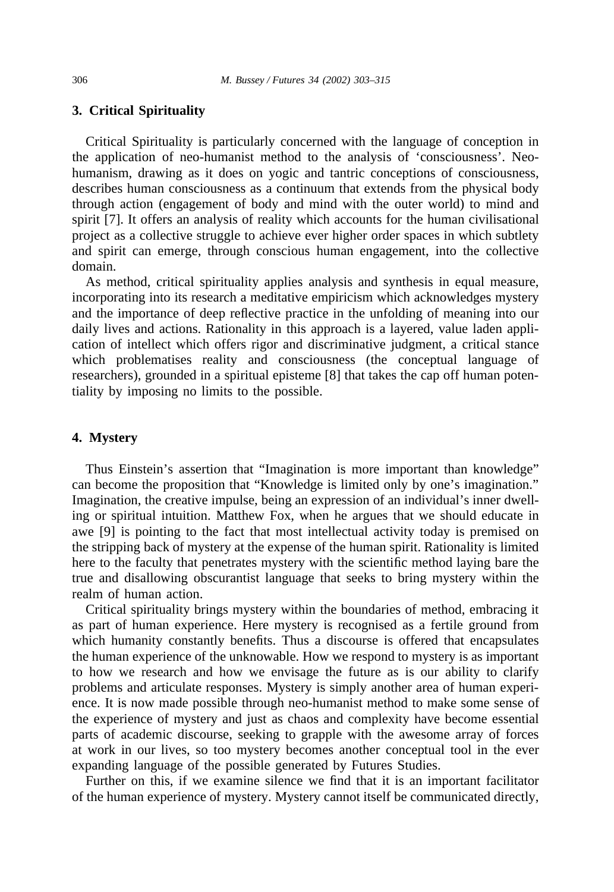## 3. Critical Spirituality

Critical Spirituality is particularly concerned with the language of conception in the application of neo-humanist method to the analysis of 'consciousness'. Neo-humanism, drawing as it does on yogic and tantric conceptions of consciousness, describes human consciousness as a continuum that extends from the physical body through action (engagement of body and mind with the outer world) to mind and spirit [7]. It offers an analysis of reality which accounts for the human civilisational project as a collective struggle to achieve ever higher order spaces in which subtlety and spirit can emerge, through conscious human engagement, into the collective domain.

As method, critical spirituality applies analysis and synthesis in equal measure, incorporating into its research a meditative empiricism which acknowledges mystery and the importance of deep reflective practice in the unfolding of meaning into our daily lives and actions. Rationality in this approach is a layered, value laden application of intellect which offers rigor and discriminative judgment, a critical stance which problematises reality and consciousness (the conceptual language of researchers), grounded in a spiritual episteme [8] that takes the cap off human potentiality by imposing no limits to the possible.

## 4. Mystery

Thus Einstein's assertion that "Imagination is more important than knowledge" can become the proposition that "Knowledge is limited only by one's imagination." Imagination, the creative impulse, being an expression of an individual's inner dwelling or spiritual intuition. Matthew Fox, when he argues that we should educate in awe [9] is pointing to the fact that most intellectual activity today is premised on the stripping back of mystery at the expense of the human spirit. Rationality is limited here to the faculty that penetrates mystery with the scientific method laying bare the true and disallowing obscurantist language that seeks to bring mystery within the realm of human action.

Critical spirituality brings mystery within the boundaries of method, embracing it as part of human experience. Here mystery is recognised as a fertile ground from which humanity constantly benefits. Thus a discourse is offered that encapsulates the human experience of the unknowable. How we respond to mystery is as important to how we research and how we envisage the future as is our ability to clarify problems and articulate responses. Mystery is simply another area of human experience. It is now made possible through neo-humanist method to make some sense of the experience of mystery and just as chaos and complexity have become essential parts of academic discourse, seeking to grapple with the awesome array of forces at work in our lives, so too mystery becomes another conceptual tool in the ever expanding language of the possible generated by Futures Studies.

Further on this, if we examine silence we find that it is an important facilitator of the human experience of mystery. Mystery cannot itself be communicated directly,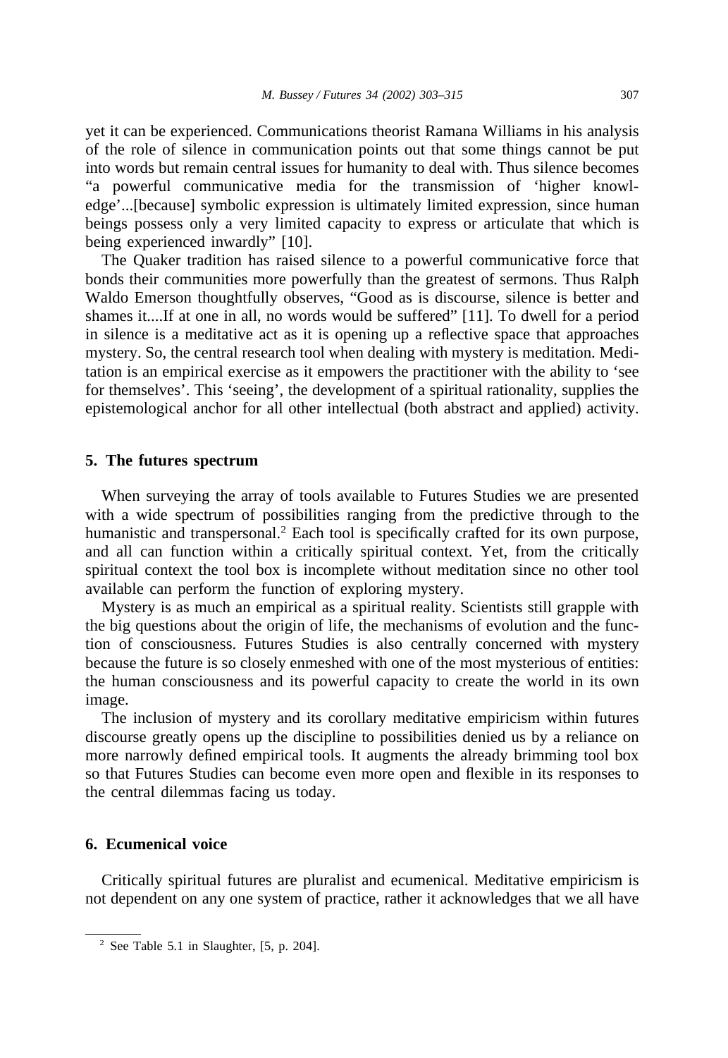yet it can be experienced. Communications theorist Ramana Williams in his analysis of the role of silence in communication points out that some things cannot be put into words but remain central issues for humanity to deal with. Thus silence becomes "a powerful communicative media for the transmission of 'higher knowledge'...[because] symbolic expression is ultimately limited expression, since human beings possess only a very limited capacity to express or articulate that which is being experienced inwardly" [10].

The Quaker tradition has raised silence to a powerful communicative force that bonds their communities more powerfully than the greatest of sermons. Thus Ralph Waldo Emerson thoughtfully observes, "Good as is discourse, silence is better and shames it....If at one in all, no words would be suffered" [11]. To dwell for a period in silence is a meditative act as it is opening up a reflective space that approaches mystery. So, the central research tool when dealing with mystery is meditation. Meditation is an empirical exercise as it empowers the practitioner with the ability to 'see for themselves'. This 'seeing', the development of a spiritual rationality, supplies the epistemological anchor for all other intellectual (both abstract and applied) activity.

## 5. The futures spectrum

When surveying the array of tools available to Futures Studies we are presented with a wide spectrum of possibilities ranging from the predictive through to the humanistic and transpersonal.[2] Each tool is specifically crafted for its own purpose, and all can function within a critically spiritual context. Yet, from the critically spiritual context the tool box is incomplete without meditation since no other tool available can perform the function of exploring mystery.

Mystery is as much an empirical as a spiritual reality. Scientists still grapple with the big questions about the origin of life, the mechanisms of evolution and the function of consciousness. Futures Studies is also centrally concerned with mystery because the future is so closely enmeshed with one of the most mysterious of entities: the human consciousness and its powerful capacity to create the world in its own image.

The inclusion of mystery and its corollary meditative empiricism within futures discourse greatly opens up the discipline to possibilities denied us by a reliance on more narrowly defined empirical tools. It augments the already brimming tool box so that Futures Studies can become even more open and flexible in its responses to the central dilemmas facing us today.

## 6. Ecumenical voice

Critically spiritual futures are pluralist and ecumenical. Meditative empiricism is not dependent on any one system of practice, rather it acknowledges that we all have

---

[2] See Table 5.1 in Slaughter, [5, p. 204].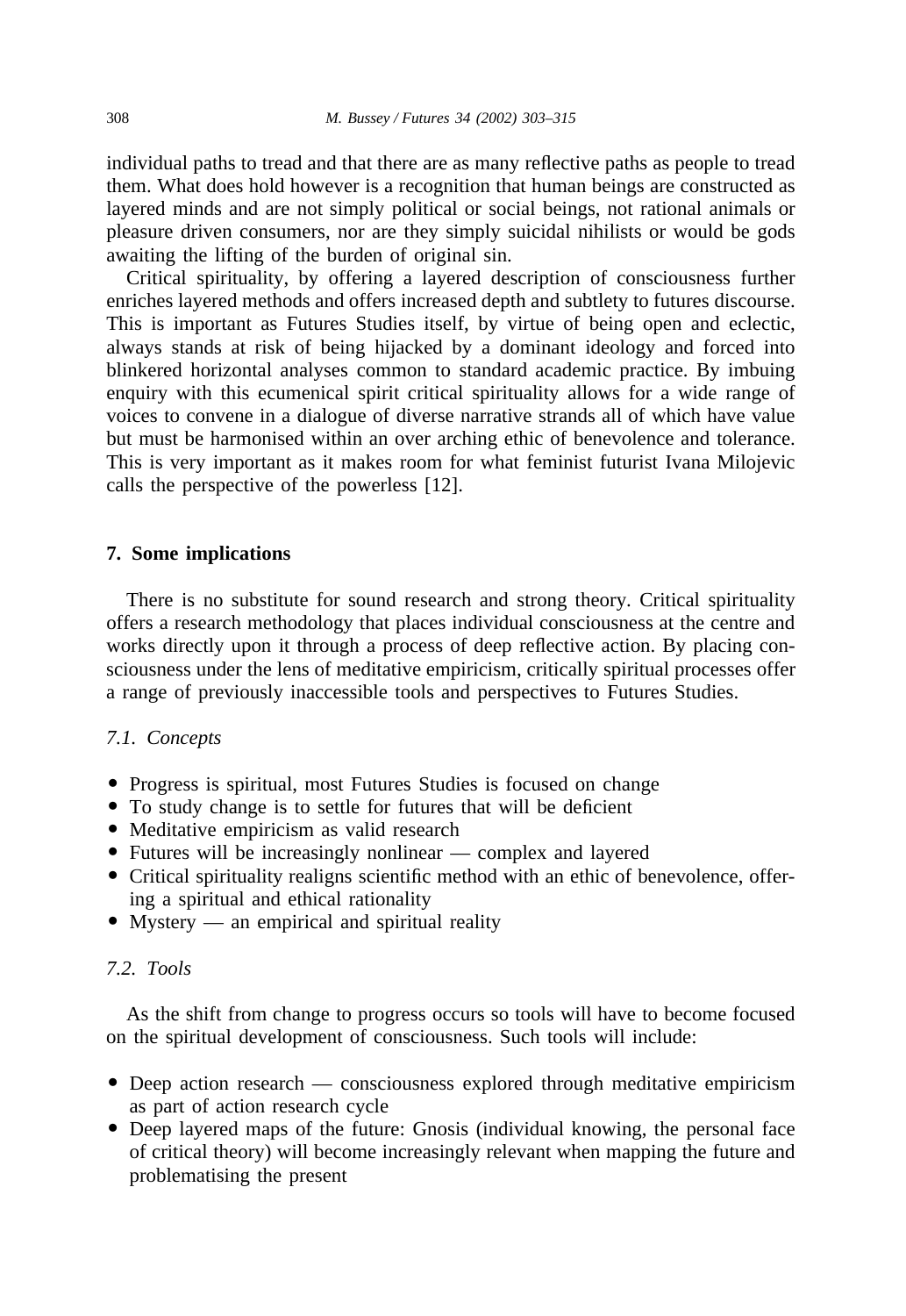individual paths to tread and that there are as many reflective paths as people to tread them. What does hold however is a recognition that human beings are constructed as layered minds and are not simply political or social beings, not rational animals or pleasure driven consumers, nor are they simply suicidal nihilists or would be gods awaiting the lifting of the burden of original sin.

Critical spirituality, by offering a layered description of consciousness further enriches layered methods and offers increased depth and subtlety to futures discourse. This is important as Futures Studies itself, by virtue of being open and eclectic, always stands at risk of being hijacked by a dominant ideology and forced into blinkered horizontal analyses common to standard academic practice. By imbuing enquiry with this ecumenical spirit critical spirituality allows for a wide range of voices to convene in a dialogue of diverse narrative strands all of which have value but must be harmonised within an over arching ethic of benevolence and tolerance. This is very important as it makes room for what feminist futurist Ivana Milojevic calls the perspective of the powerless [12].

## 7. Some implications

There is no substitute for sound research and strong theory. Critical spirituality offers a research methodology that places individual consciousness at the centre and works directly upon it through a process of deep reflective action. By placing consciousness under the lens of meditative empiricism, critically spiritual processes offer a range of previously inaccessible tools and perspectives to Futures Studies.

### 7.1. *Concepts*

- Progress is spiritual, most Futures Studies is focused on change
- To study change is to settle for futures that will be deficient
- Meditative empiricism as valid research
- Futures will be increasingly nonlinear — complex and layered
- Critical spirituality realigns scientific method with an ethic of benevolence, offering a spiritual and ethical rationality
- Mystery — an empirical and spiritual reality

### 7.2. *Tools*

As the shift from change to progress occurs so tools will have to become focused on the spiritual development of consciousness. Such tools will include:

- Deep action research — consciousness explored through meditative empiricism as part of action research cycle
- Deep layered maps of the future: Gnosis (individual knowing, the personal face of critical theory) will become increasingly relevant when mapping the future and problematising the present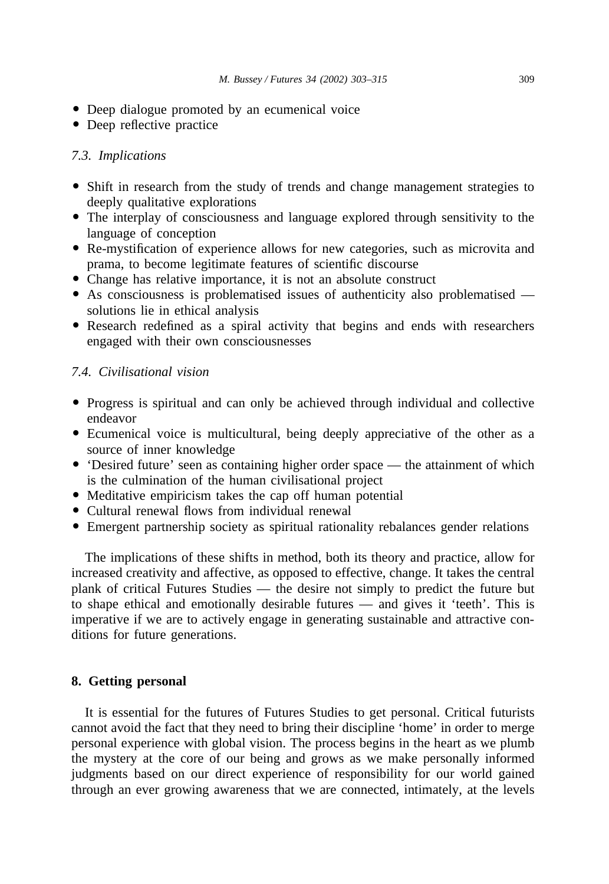- Deep dialogue promoted by an ecumenical voice
- Deep reflective practice

### 7.3. Implications

- Shift in research from the study of trends and change management strategies to deeply qualitative explorations
- The interplay of consciousness and language explored through sensitivity to the language of conception
- Re-mystification of experience allows for new categories, such as microvita and prama, to become legitimate features of scientific discourse
- Change has relative importance, it is not an absolute construct
- As consciousness is problematised issues of authenticity also problematised — solutions lie in ethical analysis
- Research redefined as a spiral activity that begins and ends with researchers engaged with their own consciousnesses

### 7.4. Civilisational vision

- Progress is spiritual and can only be achieved through individual and collective endeavor
- Ecumenical voice is multicultural, being deeply appreciative of the other as a source of inner knowledge
- 'Desired future' seen as containing higher order space — the attainment of which is the culmination of the human civilisational project
- Meditative empiricism takes the cap off human potential
- Cultural renewal flows from individual renewal
- Emergent partnership society as spiritual rationality rebalances gender relations

The implications of these shifts in method, both its theory and practice, allow for increased creativity and affective, as opposed to effective, change. It takes the central plank of critical Futures Studies — the desire not simply to predict the future but to shape ethical and emotionally desirable futures — and gives it 'teeth'. This is imperative if we are to actively engage in generating sustainable and attractive conditions for future generations.

## 8. Getting personal

It is essential for the futures of Futures Studies to get personal. Critical futurists cannot avoid the fact that they need to bring their discipline 'home' in order to merge personal experience with global vision. The process begins in the heart as we plumb the mystery at the core of our being and grows as we make personally informed judgments based on our direct experience of responsibility for our world gained through an ever growing awareness that we are connected, intimately, at the levels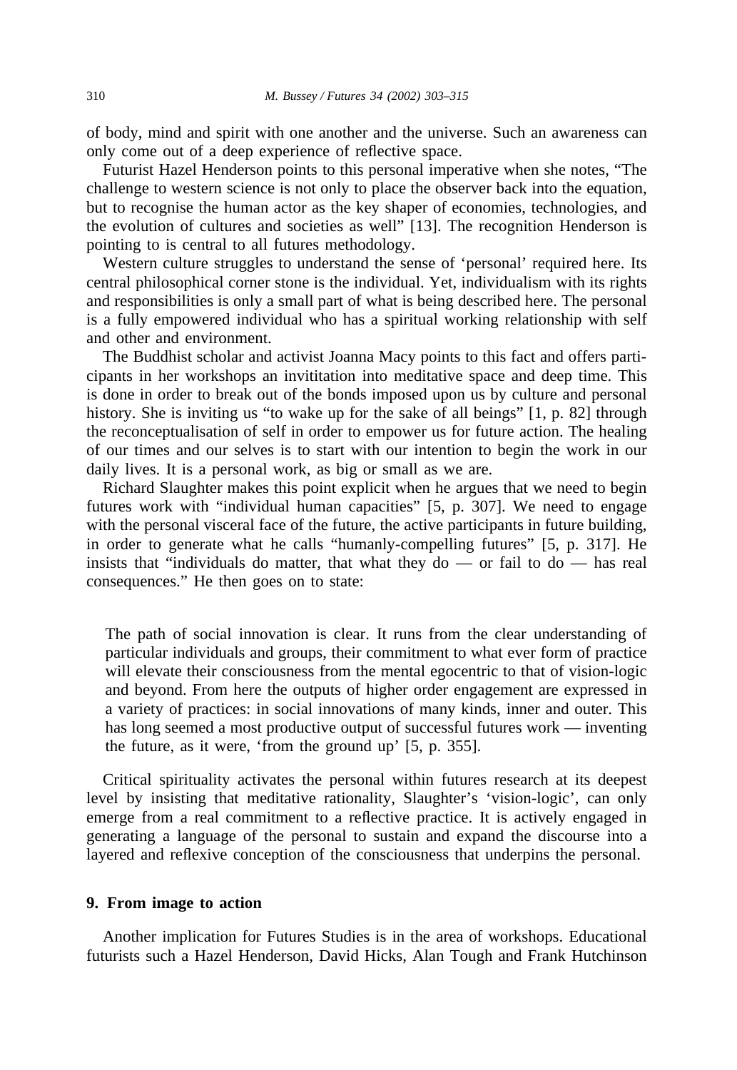of body, mind and spirit with one another and the universe. Such an awareness can only come out of a deep experience of reflective space.

Futurist Hazel Henderson points to this personal imperative when she notes, "The challenge to western science is not only to place the observer back into the equation, but to recognise the human actor as the key shaper of economies, technologies, and the evolution of cultures and societies as well" [13]. The recognition Henderson is pointing to is central to all futures methodology.

Western culture struggles to understand the sense of 'personal' required here. Its central philosophical corner stone is the individual. Yet, individualism with its rights and responsibilities is only a small part of what is being described here. The personal is a fully empowered individual who has a spiritual working relationship with self and other and environment.

The Buddhist scholar and activist Joanna Macy points to this fact and offers participants in her workshops an invititation into meditative space and deep time. This is done in order to break out of the bonds imposed upon us by culture and personal history. She is inviting us "to wake up for the sake of all beings" [1, p. 82] through the reconceptualisation of self in order to empower us for future action. The healing of our times and our selves is to start with our intention to begin the work in our daily lives. It is a personal work, as big or small as we are.

Richard Slaughter makes this point explicit when he argues that we need to begin futures work with "individual human capacities" [5, p. 307]. We need to engage with the personal visceral face of the future, the active participants in future building, in order to generate what he calls "humanly-compelling futures" [5, p. 317]. He insists that "individuals do matter, that what they do — or fail to do — has real consequences." He then goes on to state:

> The path of social innovation is clear. It runs from the clear understanding of particular individuals and groups, their commitment to what ever form of practice will elevate their consciousness from the mental egocentric to that of vision-logic and beyond. From here the outputs of higher order engagement are expressed in a variety of practices: in social innovations of many kinds, inner and outer. This has long seemed a most productive output of successful futures work — inventing the future, as it were, 'from the ground up' [5, p. 355].

Critical spirituality activates the personal within futures research at its deepest level by insisting that meditative rationality, Slaughter's 'vision-logic', can only emerge from a real commitment to a reflective practice. It is actively engaged in generating a language of the personal to sustain and expand the discourse into a layered and reflexive conception of the consciousness that underpins the personal.

## 9. From image to action

Another implication for Futures Studies is in the area of workshops. Educational futurists such a Hazel Henderson, David Hicks, Alan Tough and Frank Hutchinson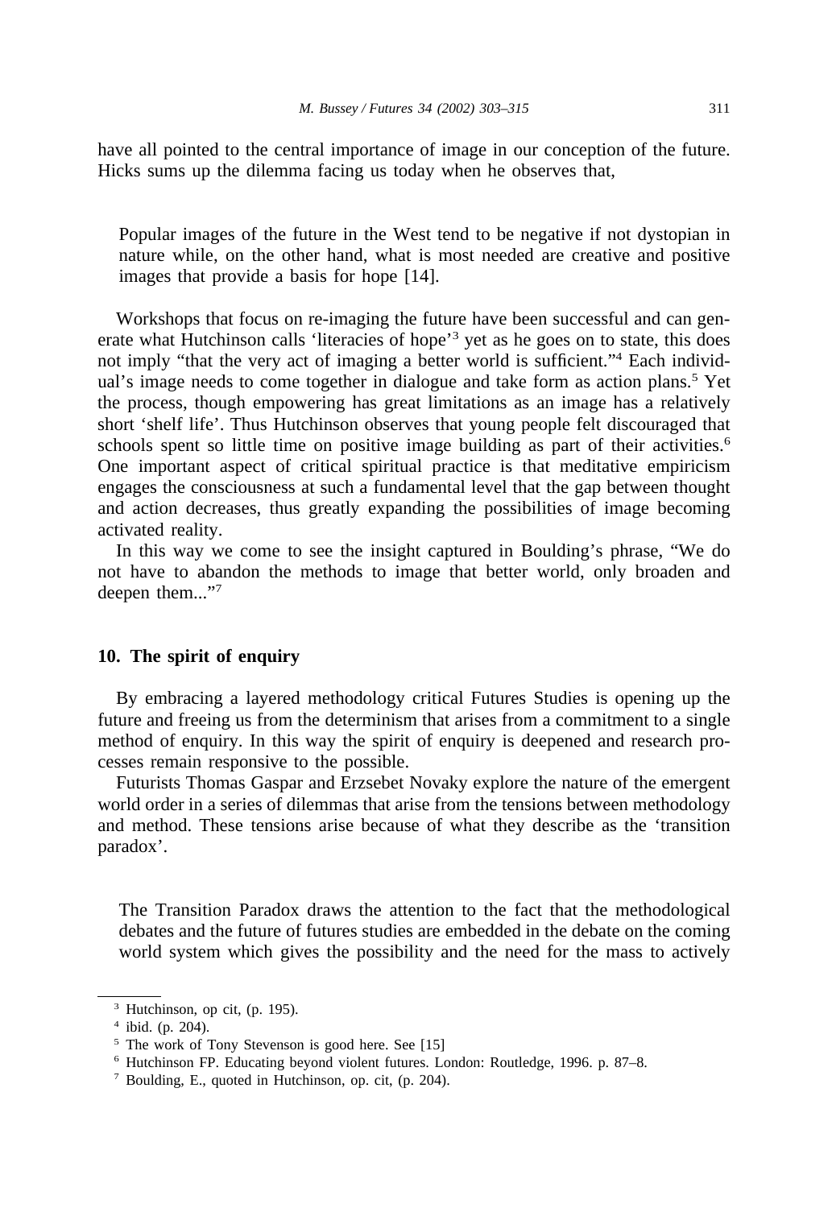have all pointed to the central importance of image in our conception of the future. Hicks sums up the dilemma facing us today when he observes that,

> Popular images of the future in the West tend to be negative if not dystopian in nature while, on the other hand, what is most needed are creative and positive images that provide a basis for hope [14].

Workshops that focus on re-imaging the future have been successful and can generate what Hutchinson calls 'literacies of hope'[3] yet as he goes on to state, this does not imply "that the very act of imaging a better world is sufficient."[4] Each individual's image needs to come together in dialogue and take form as action plans.[5] Yet the process, though empowering has great limitations as an image has a relatively short 'shelf life'. Thus Hutchinson observes that young people felt discouraged that schools spent so little time on positive image building as part of their activities.[6] One important aspect of critical spiritual practice is that meditative empiricism engages the consciousness at such a fundamental level that the gap between thought and action decreases, thus greatly expanding the possibilities of image becoming activated reality.

In this way we come to see the insight captured in Boulding's phrase, "We do not have to abandon the methods to image that better world, only broaden and deepen them..."[7]

## 10. The spirit of enquiry

By embracing a layered methodology critical Futures Studies is opening up the future and freeing us from the determinism that arises from a commitment to a single method of enquiry. In this way the spirit of enquiry is deepened and research processes remain responsive to the possible.

Futurists Thomas Gaspar and Erzsebet Novaky explore the nature of the emergent world order in a series of dilemmas that arise from the tensions between methodology and method. These tensions arise because of what they describe as the 'transition paradox'.

> The Transition Paradox draws the attention to the fact that the methodological debates and the future of futures studies are embedded in the debate on the coming world system which gives the possibility and the need for the mass to actively

[3] Hutchinson, op cit, (p. 195).

[4] ibid. (p. 204).

[5] The work of Tony Stevenson is good here. See [15]

[6] Hutchinson FP. Educating beyond violent futures. London: Routledge, 1996. p. 87–8.

[7] Boulding, E., quoted in Hutchinson, op. cit, (p. 204).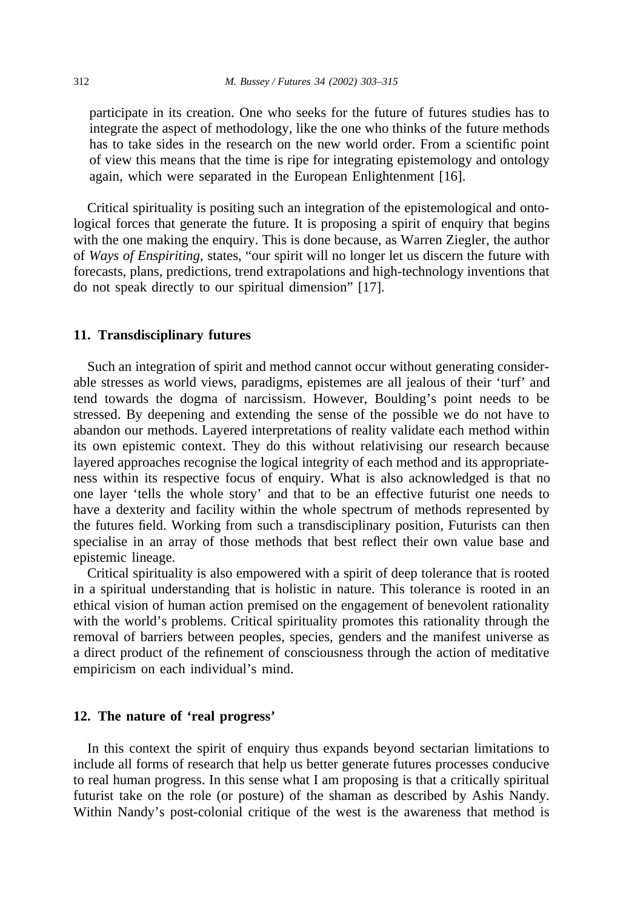participate in its creation. One who seeks for the future of futures studies has to integrate the aspect of methodology, like the one who thinks of the future methods has to take sides in the research on the new world order. From a scientific point of view this means that the time is ripe for integrating epistemology and ontology again, which were separated in the European Enlightenment [16].

Critical spirituality is positing such an integration of the epistemological and ontological forces that generate the future. It is proposing a spirit of enquiry that begins with the one making the enquiry. This is done because, as Warren Ziegler, the author of *Ways of Enspiriting*, states, "our spirit will no longer let us discern the future with forecasts, plans, predictions, trend extrapolations and high-technology inventions that do not speak directly to our spiritual dimension" [17].

## 11. Transdisciplinary futures

Such an integration of spirit and method cannot occur without generating considerable stresses as world views, paradigms, epistemes are all jealous of their 'turf' and tend towards the dogma of narcissism. However, Boulding's point needs to be stressed. By deepening and extending the sense of the possible we do not have to abandon our methods. Layered interpretations of reality validate each method within its own epistemic context. They do this without relativising our research because layered approaches recognise the logical integrity of each method and its appropriateness within its respective focus of enquiry. What is also acknowledged is that no one layer 'tells the whole story' and that to be an effective futurist one needs to have a dexterity and facility within the whole spectrum of methods represented by the futures field. Working from such a transdisciplinary position, Futurists can then specialise in an array of those methods that best reflect their own value base and epistemic lineage.

Critical spirituality is also empowered with a spirit of deep tolerance that is rooted in a spiritual understanding that is holistic in nature. This tolerance is rooted in an ethical vision of human action premised on the engagement of benevolent rationality with the world's problems. Critical spirituality promotes this rationality through the removal of barriers between peoples, species, genders and the manifest universe as a direct product of the refinement of consciousness through the action of meditative empiricism on each individual's mind.

## 12. The nature of 'real progress'

In this context the spirit of enquiry thus expands beyond sectarian limitations to include all forms of research that help us better generate futures processes conducive to real human progress. In this sense what I am proposing is that a critically spiritual futurist take on the role (or posture) of the shaman as described by Ashis Nandy. Within Nandy's post-colonial critique of the west is the awareness that method is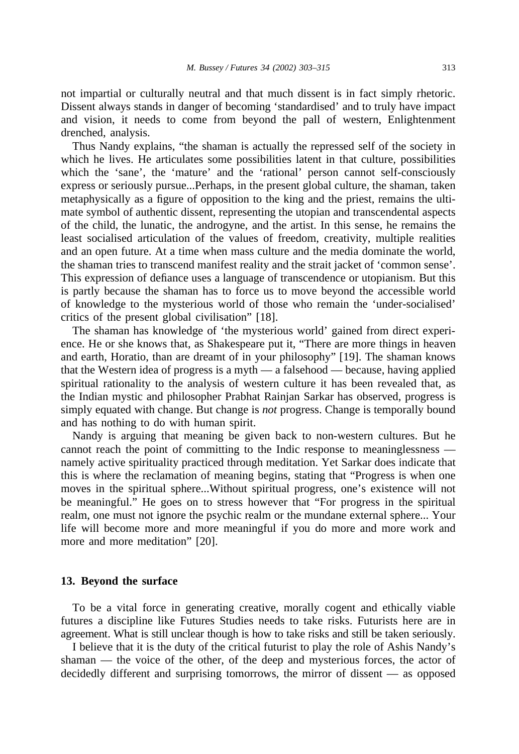not impartial or culturally neutral and that much dissent is in fact simply rhetoric. Dissent always stands in danger of becoming 'standardised' and to truly have impact and vision, it needs to come from beyond the pall of western, Enlightenment drenched, analysis.

Thus Nandy explains, "the shaman is actually the repressed self of the society in which he lives. He articulates some possibilities latent in that culture, possibilities which the 'sane', the 'mature' and the 'rational' person cannot self-consciously express or seriously pursue...Perhaps, in the present global culture, the shaman, taken metaphysically as a figure of opposition to the king and the priest, remains the ultimate symbol of authentic dissent, representing the utopian and transcendental aspects of the child, the lunatic, the androgyne, and the artist. In this sense, he remains the least socialised articulation of the values of freedom, creativity, multiple realities and an open future. At a time when mass culture and the media dominate the world, the shaman tries to transcend manifest reality and the strait jacket of 'common sense'. This expression of defiance uses a language of transcendence or utopianism. But this is partly because the shaman has to force us to move beyond the accessible world of knowledge to the mysterious world of those who remain the 'under-socialised' critics of the present global civilisation" [18].

The shaman has knowledge of 'the mysterious world' gained from direct experience. He or she knows that, as Shakespeare put it, "There are more things in heaven and earth, Horatio, than are dreamt of in your philosophy" [19]. The shaman knows that the Western idea of progress is a myth — a falsehood — because, having applied spiritual rationality to the analysis of western culture it has been revealed that, as the Indian mystic and philosopher Prabhat Rainjan Sarkar has observed, progress is simply equated with change. But change is *not* progress. Change is temporally bound and has nothing to do with human spirit.

Nandy is arguing that meaning be given back to non-western cultures. But he cannot reach the point of committing to the Indic response to meaninglessness — namely active spirituality practiced through meditation. Yet Sarkar does indicate that this is where the reclamation of meaning begins, stating that "Progress is when one moves in the spiritual sphere...Without spiritual progress, one's existence will not be meaningful." He goes on to stress however that "For progress in the spiritual realm, one must not ignore the psychic realm or the mundane external sphere... Your life will become more and more meaningful if you do more and more work and more and more meditation" [20].

## 13. Beyond the surface

To be a vital force in generating creative, morally cogent and ethically viable futures a discipline like Futures Studies needs to take risks. Futurists here are in agreement. What is still unclear though is how to take risks and still be taken seriously.

I believe that it is the duty of the critical futurist to play the role of Ashis Nandy's shaman — the voice of the other, of the deep and mysterious forces, the actor of decidedly different and surprising tomorrows, the mirror of dissent — as opposed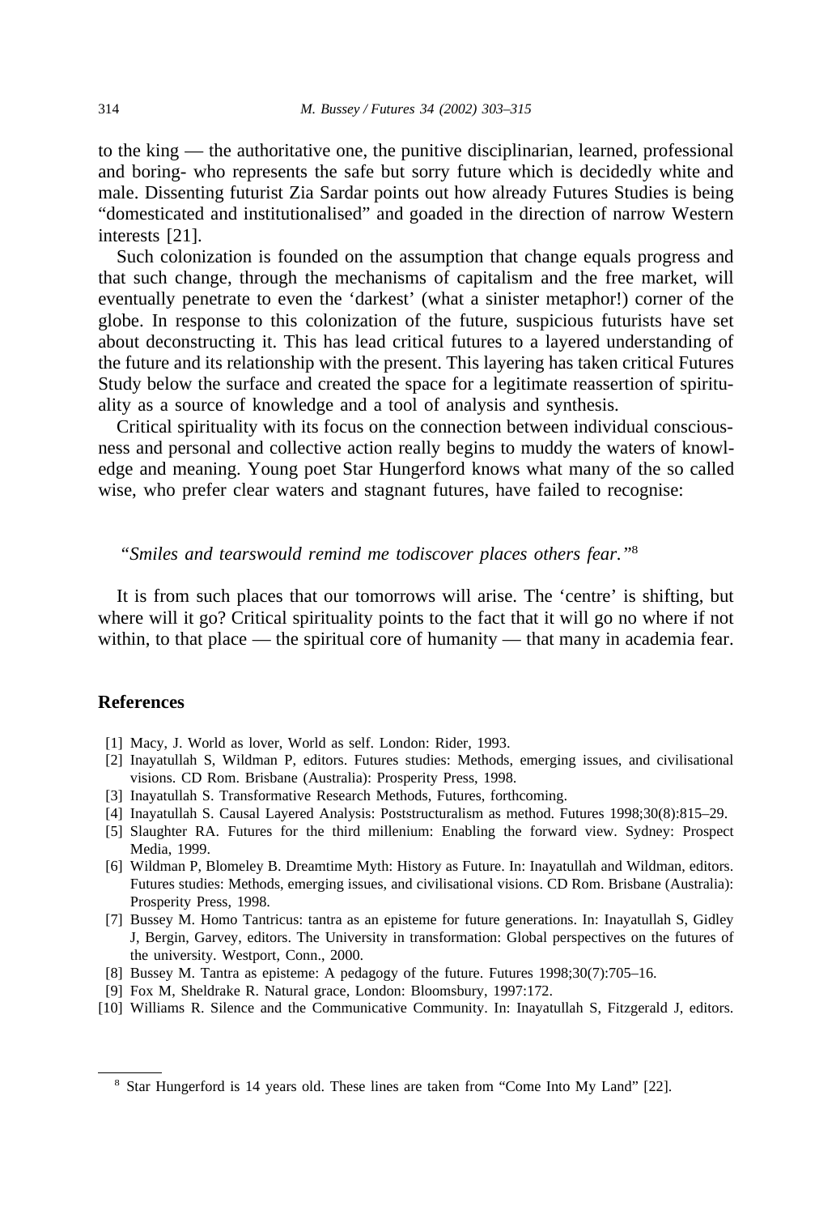to the king — the authoritative one, the punitive disciplinarian, learned, professional and boring- who represents the safe but sorry future which is decidedly white and male. Dissenting futurist Zia Sardar points out how already Futures Studies is being "domesticated and institutionalised" and goaded in the direction of narrow Western interests [21].

Such colonization is founded on the assumption that change equals progress and that such change, through the mechanisms of capitalism and the free market, will eventually penetrate to even the 'darkest' (what a sinister metaphor!) corner of the globe. In response to this colonization of the future, suspicious futurists have set about deconstructing it. This has lead critical futures to a layered understanding of the future and its relationship with the present. This layering has taken critical Futures Study below the surface and created the space for a legitimate reassertion of spirituality as a source of knowledge and a tool of analysis and synthesis.

Critical spirituality with its focus on the connection between individual consciousness and personal and collective action really begins to muddy the waters of knowledge and meaning. Young poet Star Hungerford knows what many of the so called wise, who prefer clear waters and stagnant futures, have failed to recognise:

*"Smiles and tearswould remind me todiscover places others fear."*[8]

It is from such places that our tomorrows will arise. The 'centre' is shifting, but where will it go? Critical spirituality points to the fact that it will go no where if not within, to that place — the spiritual core of humanity — that many in academia fear.

## References

[1] Macy, J. World as lover, World as self. London: Rider, 1993.

[2] Inayatullah S, Wildman P, editors. Futures studies: Methods, emerging issues, and civilisational visions. CD Rom. Brisbane (Australia): Prosperity Press, 1998.

[3] Inayatullah S. Transformative Research Methods, Futures, forthcoming.

[4] Inayatullah S. Causal Layered Analysis: Poststructuralism as method. Futures 1998;30(8):815–29.

[5] Slaughter RA. Futures for the third millenium: Enabling the forward view. Sydney: Prospect Media, 1999.

[6] Wildman P, Blomeley B. Dreamtime Myth: History as Future. In: Inayatullah and Wildman, editors. Futures studies: Methods, emerging issues, and civilisational visions. CD Rom. Brisbane (Australia): Prosperity Press, 1998.

[7] Bussey M. Homo Tantricus: tantra as an episteme for future generations. In: Inayatullah S, Gidley J, Bergin, Garvey, editors. The University in transformation: Global perspectives on the futures of the university. Westport, Conn., 2000.

[8] Bussey M. Tantra as episteme: A pedagogy of the future. Futures 1998;30(7):705–16.

[9] Fox M, Sheldrake R. Natural grace, London: Bloomsbury, 1997:172.

[10] Williams R. Silence and the Communicative Community. In: Inayatullah S, Fitzgerald J, editors.

---

[8] Star Hungerford is 14 years old. These lines are taken from "Come Into My Land" [22].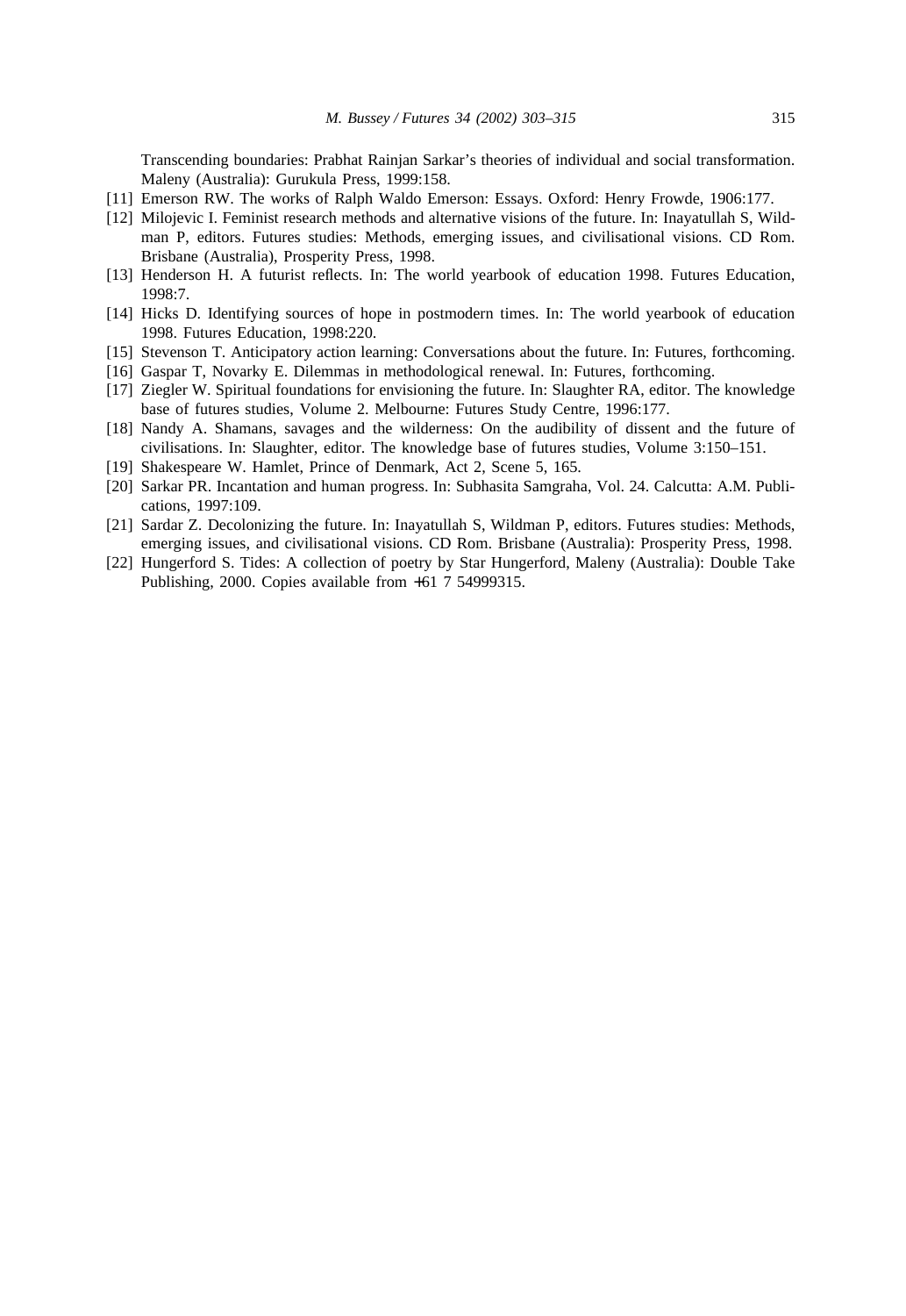Transcending boundaries: Prabhat Rainjan Sarkar's theories of individual and social transformation. Maleny (Australia): Gurukula Press, 1999:158.

[11] Emerson RW. The works of Ralph Waldo Emerson: Essays. Oxford: Henry Frowde, 1906:177.

[12] Milojevic I. Feminist research methods and alternative visions of the future. In: Inayatullah S, Wildman P, editors. Futures studies: Methods, emerging issues, and civilisational visions. CD Rom. Brisbane (Australia), Prosperity Press, 1998.

[13] Henderson H. A futurist reflects. In: The world yearbook of education 1998. Futures Education, 1998:7.

[14] Hicks D. Identifying sources of hope in postmodern times. In: The world yearbook of education 1998. Futures Education, 1998:220.

[15] Stevenson T. Anticipatory action learning: Conversations about the future. In: Futures, forthcoming.

[16] Gaspar T, Novarky E. Dilemmas in methodological renewal. In: Futures, forthcoming.

[17] Ziegler W. Spiritual foundations for envisioning the future. In: Slaughter RA, editor. The knowledge base of futures studies, Volume 2. Melbourne: Futures Study Centre, 1996:177.

[18] Nandy A. Shamans, savages and the wilderness: On the audibility of dissent and the future of civilisations. In: Slaughter, editor. The knowledge base of futures studies, Volume 3:150–151.

[19] Shakespeare W. Hamlet, Prince of Denmark, Act 2, Scene 5, 165.

[20] Sarkar PR. Incantation and human progress. In: Subhasita Samgraha, Vol. 24. Calcutta: A.M. Publications, 1997:109.

[21] Sardar Z. Decolonizing the future. In: Inayatullah S, Wildman P, editors. Futures studies: Methods, emerging issues, and civilisational visions. CD Rom. Brisbane (Australia): Prosperity Press, 1998.

[22] Hungerford S. Tides: A collection of poetry by Star Hungerford, Maleny (Australia): Double Take Publishing, 2000. Copies available from +61 7 54999315.